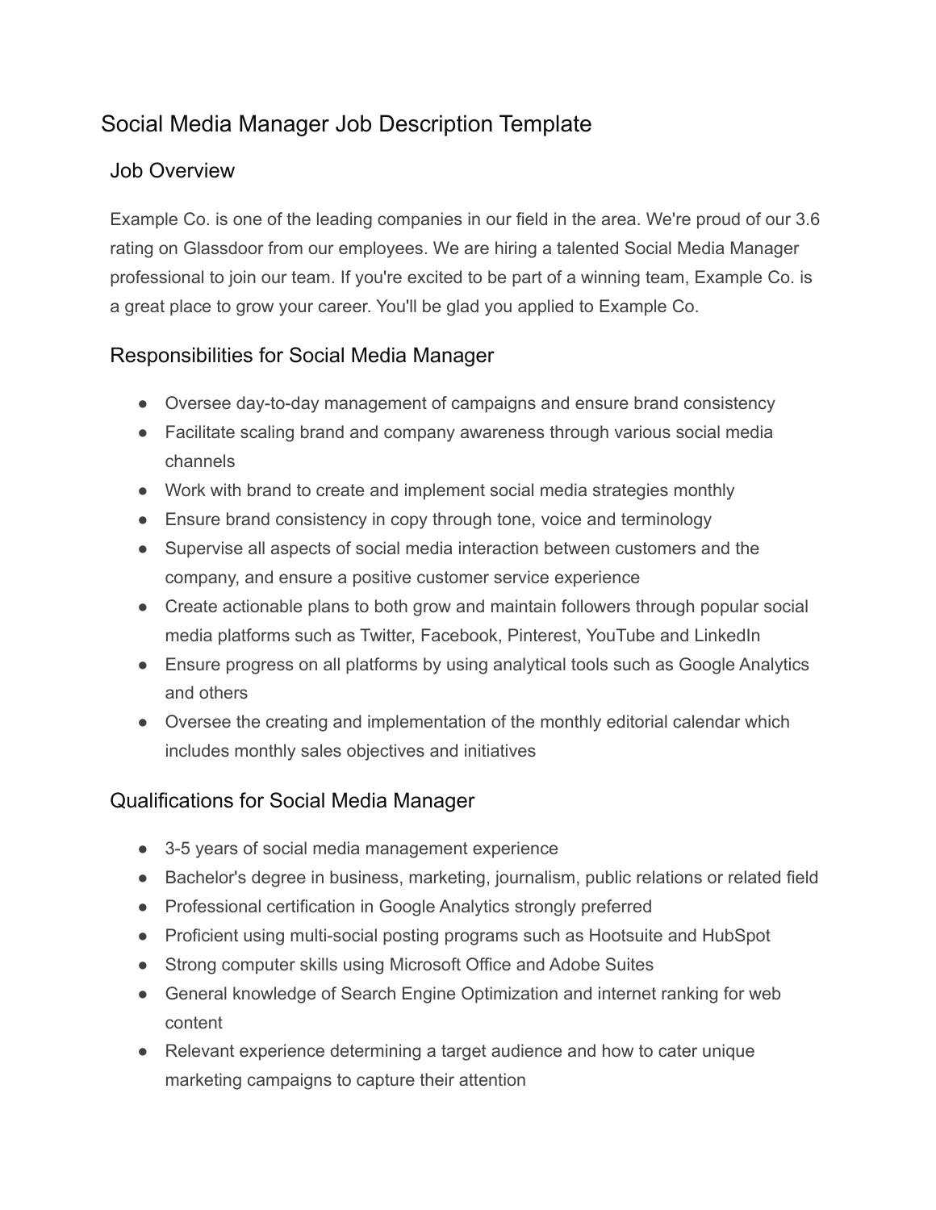# Social Media Manager Job Description Template

## Job Overview

Example Co. is one of the leading companies in our field in the area. We're proud of our 3.6 rating on Glassdoor from our employees. We are hiring a talented Social Media Manager professional to join our team. If you're excited to be part of a winning team, Example Co. is a great place to grow your career. You'll be glad you applied to Example Co.

## Responsibilities for Social Media Manager

- Oversee day-to-day management of campaigns and ensure brand consistency
- Facilitate scaling brand and company awareness through various social media channels
- Work with brand to create and implement social media strategies monthly
- Ensure brand consistency in copy through tone, voice and terminology
- Supervise all aspects of social media interaction between customers and the company, and ensure a positive customer service experience
- Create actionable plans to both grow and maintain followers through popular social media platforms such as Twitter, Facebook, Pinterest, YouTube and LinkedIn
- Ensure progress on all platforms by using analytical tools such as Google Analytics and others
- Oversee the creating and implementation of the monthly editorial calendar which includes monthly sales objectives and initiatives

## Qualifications for Social Media Manager

- 3-5 years of social media management experience
- Bachelor's degree in business, marketing, journalism, public relations or related field
- Professional certification in Google Analytics strongly preferred
- Proficient using multi-social posting programs such as Hootsuite and HubSpot
- Strong computer skills using Microsoft Office and Adobe Suites
- General knowledge of Search Engine Optimization and internet ranking for web content
- Relevant experience determining a target audience and how to cater unique marketing campaigns to capture their attention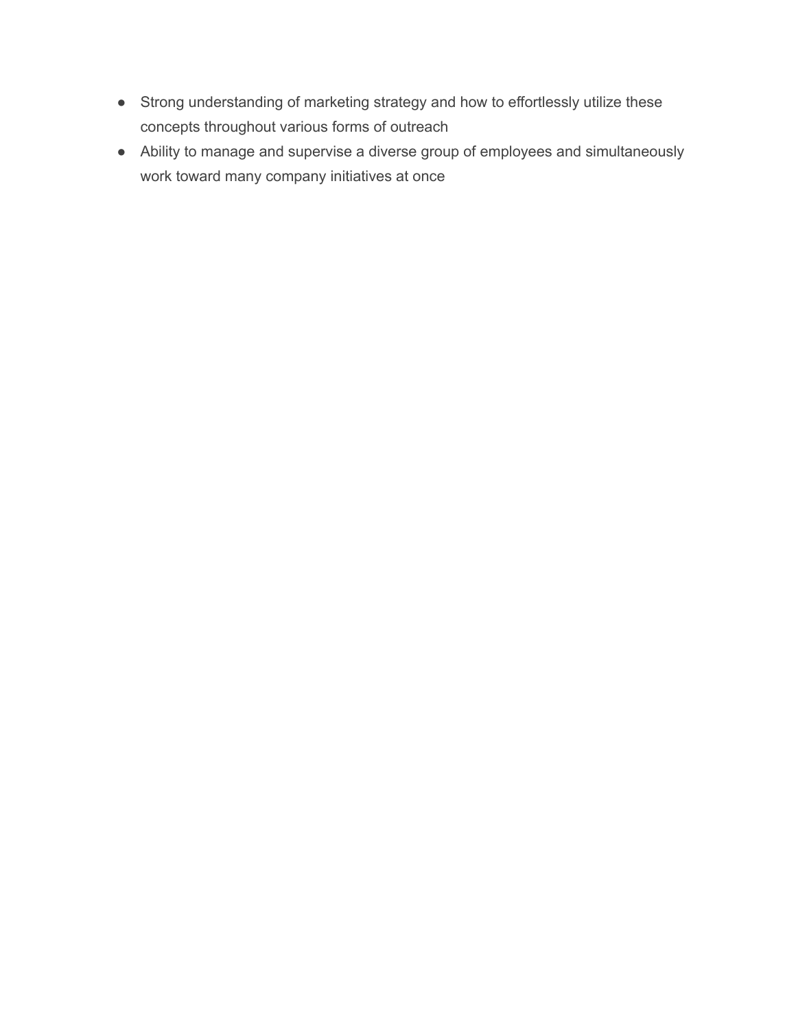- Strong understanding of marketing strategy and how to effortlessly utilize these concepts throughout various forms of outreach
- Ability to manage and supervise a diverse group of employees and simultaneously work toward many company initiatives at once